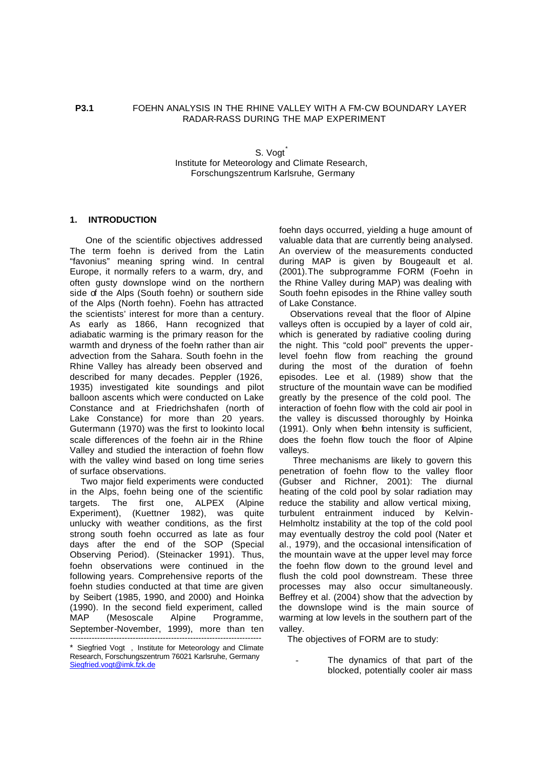**P3.1** FOEHN ANALYSIS IN THE RHINE VALLEY WITH A FM-CW BOUNDARY LAYER RADAR-RASS DURING THE MAP EXPERIMENT

S. Vogt*
Institute for Meteorology and Climate Research,
Forschungszentrum Karlsruhe, Germany

## 1. INTRODUCTION

One of the scientific objectives addressed The term foehn is derived from the Latin "favonius" meaning spring wind. In central Europe, it normally refers to a warm, dry, and often gusty downslope wind on the northern side of the Alps (South foehn) or southern side of the Alps (North foehn). Foehn has attracted the scientists' interest for more than a century. As early as 1866, Hann recognized that adiabatic warming is the primary reason for the warmth and dryness of the foehn rather than air advection from the Sahara. South foehn in the Rhine Valley has already been observed and described for many decades. Peppler (1926, 1935) investigated kite soundings and pilot balloon ascents which were conducted on Lake Constance and at Friedrichshafen (north of Lake Constance) for more than 20 years. Gutermann (1970) was the first to lookinto local scale differences of the foehn air in the Rhine Valley and studied the interaction of foehn flow with the valley wind based on long time series of surface observations.

Two major field experiments were conducted in the Alps, foehn being one of the scientific targets. The first one, ALPEX (Alpine Experiment), (Kuettner 1982), was quite unlucky with weather conditions, as the first strong south foehn occurred as late as four days after the end of the SOP (Special Observing Period). (Steinacker 1991). Thus, foehn observations were continued in the following years. Comprehensive reports of the foehn studies conducted at that time are given by Seibert (1985, 1990, and 2000) and Hoinka (1990). In the second field experiment, called MAP (Mesoscale Alpine Programme, September-November, 1999), more than ten foehn days occurred, yielding a huge amount of valuable data that are currently being analysed. An overview of the measurements conducted during MAP is given by Bougeault et al. (2001).The subprogramme FORM (Foehn in the Rhine Valley during MAP) was dealing with South foehn episodes in the Rhine valley south of Lake Constance.

Observations reveal that the floor of Alpine valleys often is occupied by a layer of cold air, which is generated by radiative cooling during the night. This "cold pool" prevents the upper-level foehn flow from reaching the ground during the most of the duration of foehn episodes. Lee et al. (1989) show that the structure of the mountain wave can be modified greatly by the presence of the cold pool. The interaction of foehn flow with the cold air pool in the valley is discussed thoroughly by Hoinka (1991). Only when foehn intensity is sufficient, does the foehn flow touch the floor of Alpine valleys.

Three mechanisms are likely to govern this penetration of foehn flow to the valley floor (Gubser and Richner, 2001): The diurnal heating of the cold pool by solar radiation may reduce the stability and allow vertical mixing, turbulent entrainment induced by Kelvin-Helmholtz instability at the top of the cold pool may eventually destroy the cold pool (Nater et al., 1979), and the occasional intensification of the mountain wave at the upper level may force the foehn flow down to the ground level and flush the cold pool downstream. These three processes may also occur simultaneously. Beffrey et al. (2004) show that the advection by the downslope wind is the main source of warming at low levels in the southern part of the valley.

The objectives of FORM are to study:

- The dynamics of that part of the blocked, potentially cooler air mass

---

* Siegfried Vogt , Institute for Meteorology and Climate Research, Forschungszentrum 76021 Karlsruhe, Germany Siegfried.vogt@imk.fzk.de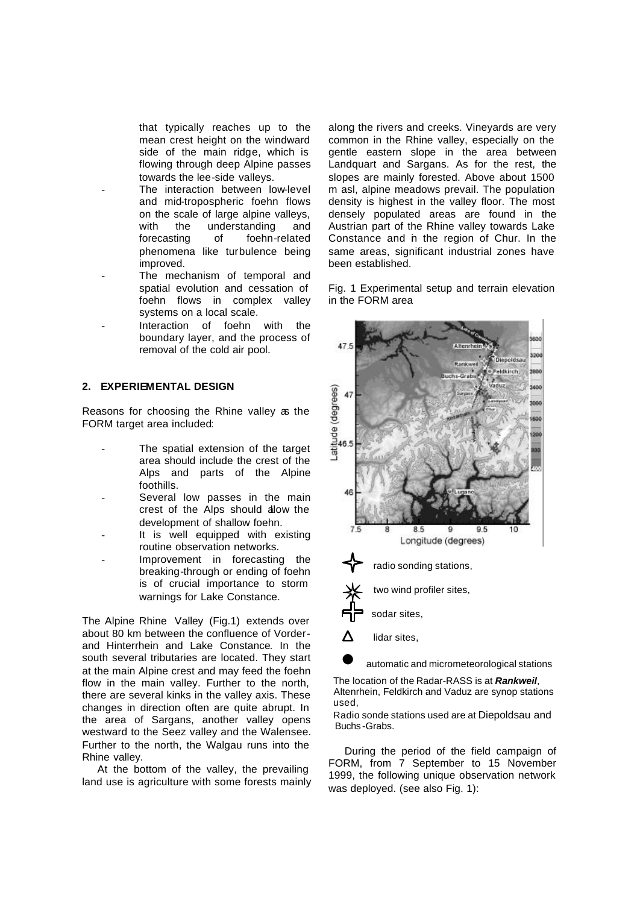that typically reaches up to the mean crest height on the windward side of the main ridge, which is flowing through deep Alpine passes towards the lee-side valleys.

- The interaction between low-level and mid-tropospheric foehn flows on the scale of large alpine valleys, with the understanding and forecasting of foehn-related phenomena like turbulence being improved.
- The mechanism of temporal and spatial evolution and cessation of foehn flows in complex valley systems on a local scale.
- Interaction of foehn with the boundary layer, and the process of removal of the cold air pool.

## 2. EXPERIEMENTAL DESIGN

Reasons for choosing the Rhine valley as the FORM target area included:

- The spatial extension of the target area should include the crest of the Alps and parts of the Alpine foothills.
- Several low passes in the main crest of the Alps should allow the development of shallow foehn.
- It is well equipped with existing routine observation networks.
- Improvement in forecasting the breaking-through or ending of foehn is of crucial importance to storm warnings for Lake Constance.

The Alpine Rhine Valley (Fig.1) extends over about 80 km between the confluence of Vorder- and Hinterrhein and Lake Constance. In the south several tributaries are located. They start at the main Alpine crest and may feed the foehn flow in the main valley. Further to the north, there are several kinks in the valley axis. These changes in direction often are quite abrupt. In the area of Sargans, another valley opens westward to the Seez valley and the Walensee. Further to the north, the Walgau runs into the Rhine valley.

At the bottom of the valley, the prevailing land use is agriculture with some forests mainly along the rivers and creeks. Vineyards are very common in the Rhine valley, especially on the gentle eastern slope in the area between Landquart and Sargans. As for the rest, the slopes are mainly forested. Above about 1500 m asl, alpine meadows prevail. The population density is highest in the valley floor. The most densely populated areas are found in the Austrian part of the Rhine valley towards Lake Constance and in the region of Chur. In the same areas, significant industrial zones have been established.

Fig. 1 Experimental setup and terrain elevation in the FORM area

radio sonding stations,

two wind profiler sites,

sodar sites,

lidar sites,

automatic and micrometeorological stations

The location of the Radar-RASS is at ***Rankweil***, Altenrhein, Feldkirch and Vaduz are synop stations used,

Radio sonde stations used are at Diepoldsau and Buchs-Grabs.

During the period of the field campaign of FORM, from 7 September to 15 November 1999, the following unique observation network was deployed. (see also Fig. 1):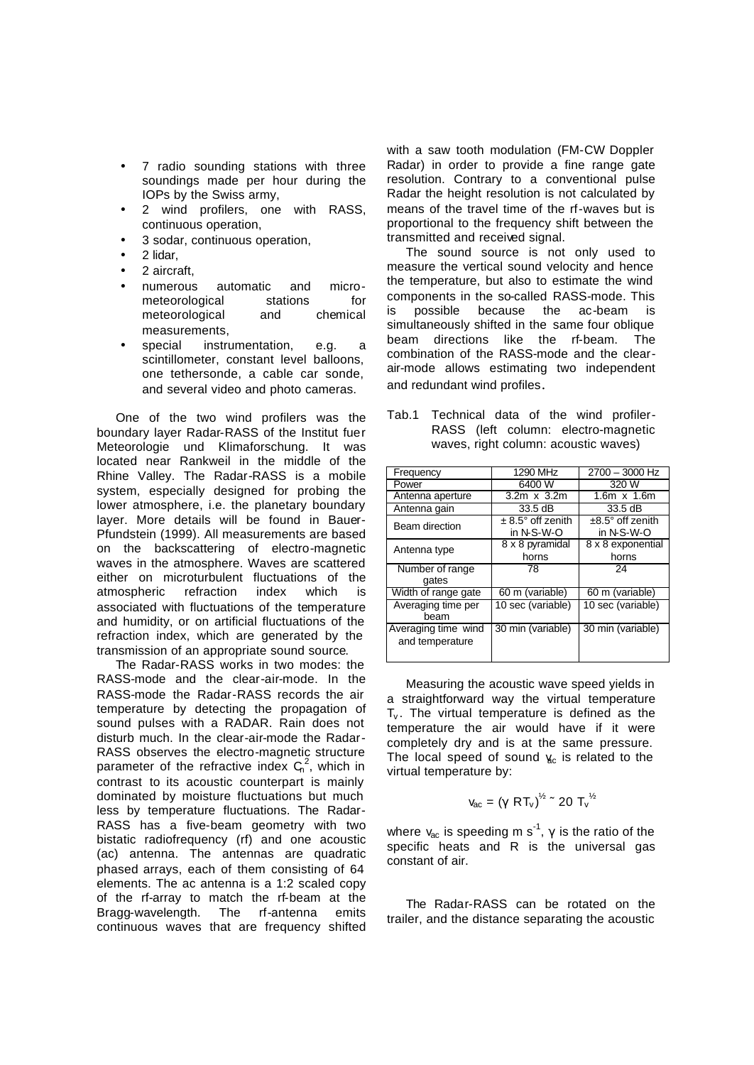- 7 radio sounding stations with three soundings made per hour during the IOPs by the Swiss army,
- 2 wind profilers, one with RASS, continuous operation,
- 3 sodar, continuous operation,
- 2 lidar,
- 2 aircraft,
- numerous automatic and micro-meteorological stations for meteorological and chemical measurements,
- special instrumentation, e.g. a scintillometer, constant level balloons, one tethersonde, a cable car sonde, and several video and photo cameras.

One of the two wind profilers was the boundary layer Radar-RASS of the Institut fuer Meteorologie und Klimaforschung. It was located near Rankweil in the middle of the Rhine Valley. The Radar-RASS is a mobile system, especially designed for probing the lower atmosphere, i.e. the planetary boundary layer. More details will be found in Bauer-Pfundstein (1999). All measurements are based on the backscattering of electro-magnetic waves in the atmosphere. Waves are scattered either on microturbulent fluctuations of the atmospheric refraction index which is associated with fluctuations of the temperature and humidity, or on artificial fluctuations of the refraction index, which are generated by the transmission of an appropriate sound source.

The Radar-RASS works in two modes: the RASS-mode and the clear-air-mode. In the RASS-mode the Radar-RASS records the air temperature by detecting the propagation of sound pulses with a RADAR. Rain does not disturb much. In the clear-air-mode the Radar-RASS observes the electro-magnetic structure parameter of the refractive index $C_n^2$, which in contrast to its acoustic counterpart is mainly dominated by moisture fluctuations but much less by temperature fluctuations. The Radar-RASS has a five-beam geometry with two bistatic radiofrequency (rf) and one acoustic (ac) antenna. The antennas are quadratic phased arrays, each of them consisting of 64 elements. The ac antenna is a 1:2 scaled copy of the rf-array to match the rf-beam at the Bragg-wavelength. The rf-antenna emits continuous waves that are frequency shifted with a saw tooth modulation (FM-CW Doppler Radar) in order to provide a fine range gate resolution. Contrary to a conventional pulse Radar the height resolution is not calculated by means of the travel time of the rf-waves but is proportional to the frequency shift between the transmitted and received signal.

The sound source is not only used to measure the vertical sound velocity and hence the temperature, but also to estimate the wind components in the so-called RASS-mode. This is possible because the ac-beam is simultaneously shifted in the same four oblique beam directions like the rf-beam. The combination of the RASS-mode and the clear-air-mode allows estimating two independent and redundant wind profiles.

Tab.1 Technical data of the wind profiler-RASS (left column: electro-magnetic waves, right column: acoustic waves)

| | | |
|---|---|---|
| Frequency | 1290 MHz | 2700 – 3000 Hz |
| Power | 6400 W | 320 W |
| Antenna aperture | 3.2m x 3.2m | 1.6m x 1.6m |
| Antenna gain | 33.5 dB | 33.5 dB |
| Beam direction | ± 8.5° off zenith in N-S-W-O | ±8.5° off zenith in N-S-W-O |
| Antenna type | 8 x 8 pyramidal horns | 8 x 8 exponential horns |
| Number of range gates | 78 | 24 |
| Width of range gate | 60 m (variable) | 60 m (variable) |
| Averaging time per beam | 10 sec (variable) | 10 sec (variable) |
| Averaging time wind and temperature | 30 min (variable) | 30 min (variable) |

Measuring the acoustic wave speed yields in a straightforward way the virtual temperature $T_v$. The virtual temperature is defined as the temperature the air would have if it were completely dry and is at the same pressure. The local speed of sound $v_{ac}$ is related to the virtual temperature by:

$$v_{ac} = (\gamma \, R T_v)^{½} \sim 20 \, T_v^{½}$$

where $v_{ac}$ is speeding m $s^{-1}$, $\gamma$ is the ratio of the specific heats and R is the universal gas constant of air.

The Radar-RASS can be rotated on the trailer, and the distance separating the acoustic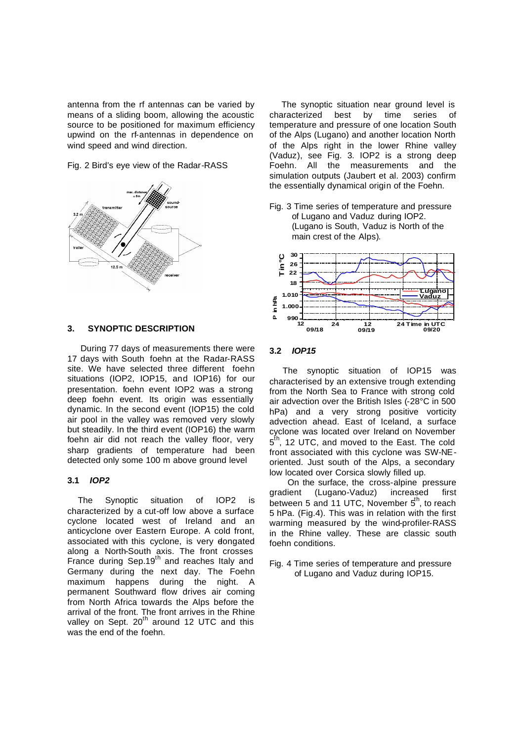antenna from the rf antennas can be varied by means of a sliding boom, allowing the acoustic source to be positioned for maximum efficiency upwind on the rf-antennas in dependence on wind speed and wind direction.

Fig. 2 Bird's eye view of the Radar-RASS

## 3. SYNOPTIC DESCRIPTION

During 77 days of measurements there were 17 days with South foehn at the Radar-RASS site. We have selected three different foehn situations (IOP2, IOP15, and IOP16) for our presentation. foehn event IOP2 was a strong deep foehn event. Its origin was essentially dynamic. In the second event (IOP15) the cold air pool in the valley was removed very slowly but steadily. In the third event (IOP16) the warm foehn air did not reach the valley floor, very sharp gradients of temperature had been detected only some 100 m above ground level

### 3.1 *IOP2*

The Synoptic situation of IOP2 is characterized by a cut-off low above a surface cyclone located west of Ireland and an anticyclone over Eastern Europe. A cold front, associated with this cyclone, is very elongated along a North-South axis. The front crosses France during Sep.19[th] and reaches Italy and Germany during the next day. The Foehn maximum happens during the night. A permanent Southward flow drives air coming from North Africa towards the Alps before the arrival of the front. The front arrives in the Rhine valley on Sept. 20[th] around 12 UTC and this was the end of the foehn.

The synoptic situation near ground level is characterized best by time series of temperature and pressure of one location South of the Alps (Lugano) and another location North of the Alps right in the lower Rhine valley (Vaduz), see Fig. 3. IOP2 is a strong deep Foehn. All the measurements and the simulation outputs (Jaubert et al. 2003) confirm the essentially dynamical origin of the Foehn.

Fig. 3 Time series of temperature and pressure of Lugano and Vaduz during IOP2. (Lugano is South, Vaduz is North of the main crest of the Alps).

### 3.2 *IOP15*

The synoptic situation of IOP15 was characterised by an extensive trough extending from the North Sea to France with strong cold air advection over the British Isles (-28°C in 500 hPa) and a very strong positive vorticity advection ahead. East of Iceland, a surface cyclone was located over Ireland on November 5[th], 12 UTC, and moved to the East. The cold front associated with this cyclone was SW-NE-oriented. Just south of the Alps, a secondary low located over Corsica slowly filled up.

On the surface, the cross-alpine pressure gradient (Lugano-Vaduz) increased first between 5 and 11 UTC, November 5[th], to reach 5 hPa. (Fig.4). This was in relation with the first warming measured by the wind-profiler-RASS in the Rhine valley. These are classic south foehn conditions.

Fig. 4 Time series of temperature and pressure of Lugano and Vaduz during IOP15.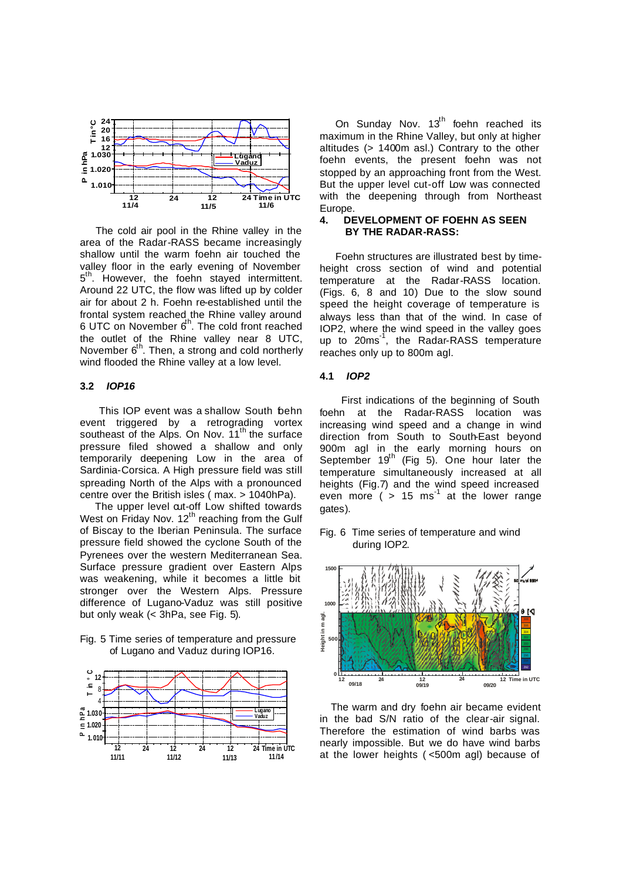The cold air pool in the Rhine valley in the area of the Radar-RASS became increasingly shallow until the warm foehn air touched the valley floor in the early evening of November 5[th]. However, the foehn stayed intermittent. Around 22 UTC, the flow was lifted up by colder air for about 2 h. Foehn re-established until the frontal system reached the Rhine valley around 6 UTC on November 6[th]. The cold front reached the outlet of the Rhine valley near 8 UTC, November 6[th]. Then, a strong and cold northerly wind flooded the Rhine valley at a low level.

### 3.2 *IOP16*

This IOP event was a shallow South foehn event triggered by a retrograding vortex southeast of the Alps. On Nov. 11[th] the surface pressure filed showed a shallow and only temporarily deepening Low in the area of Sardinia-Corsica. A High pressure field was still spreading North of the Alps with a pronounced centre over the British isles ( max. > 1040hPa).

The upper level cut-off Low shifted towards West on Friday Nov. 12[th] reaching from the Gulf of Biscay to the Iberian Peninsula. The surface pressure field showed the cyclone South of the Pyrenees over the western Mediterranean Sea. Surface pressure gradient over Eastern Alps was weakening, while it becomes a little bit stronger over the Western Alps. Pressure difference of Lugano-Vaduz was still positive but only weak (< 3hPa, see Fig. 5).

Fig. 5 Time series of temperature and pressure of Lugano and Vaduz during IOP16.

On Sunday Nov. 13[th] foehn reached its maximum in the Rhine Valley, but only at higher altitudes (> 1400m asl.) Contrary to the other foehn events, the present foehn was not stopped by an approaching front from the West. But the upper level cut-off Low was connected with the deepening through from Northeast Europe.

## 4. DEVELOPMENT OF FOEHN AS SEEN BY THE RADAR-RASS:

Foehn structures are illustrated best by time-height cross section of wind and potential temperature at the Radar-RASS location. (Figs. 6, 8 and 10) Due to the slow sound speed the height coverage of temperature is always less than that of the wind. In case of IOP2, where the wind speed in the valley goes up to 20ms$^{-1}$, the Radar-RASS temperature reaches only up to 800m agl.

### 4.1 *IOP2*

First indications of the beginning of South foehn at the Radar-RASS location was increasing wind speed and a change in wind direction from South to South-East beyond 900m agl in the early morning hours on September 19[th] (Fig 5). One hour later the temperature simultaneously increased at all heights (Fig.7) and the wind speed increased even more ( > 15 ms$^{-1}$ at the lower range gates).

Fig. 6 Time series of temperature and wind during IOP2.

The warm and dry foehn air became evident in the bad S/N ratio of the clear-air signal. Therefore the estimation of wind barbs was nearly impossible. But we do have wind barbs at the lower heights ( <500m agl) because of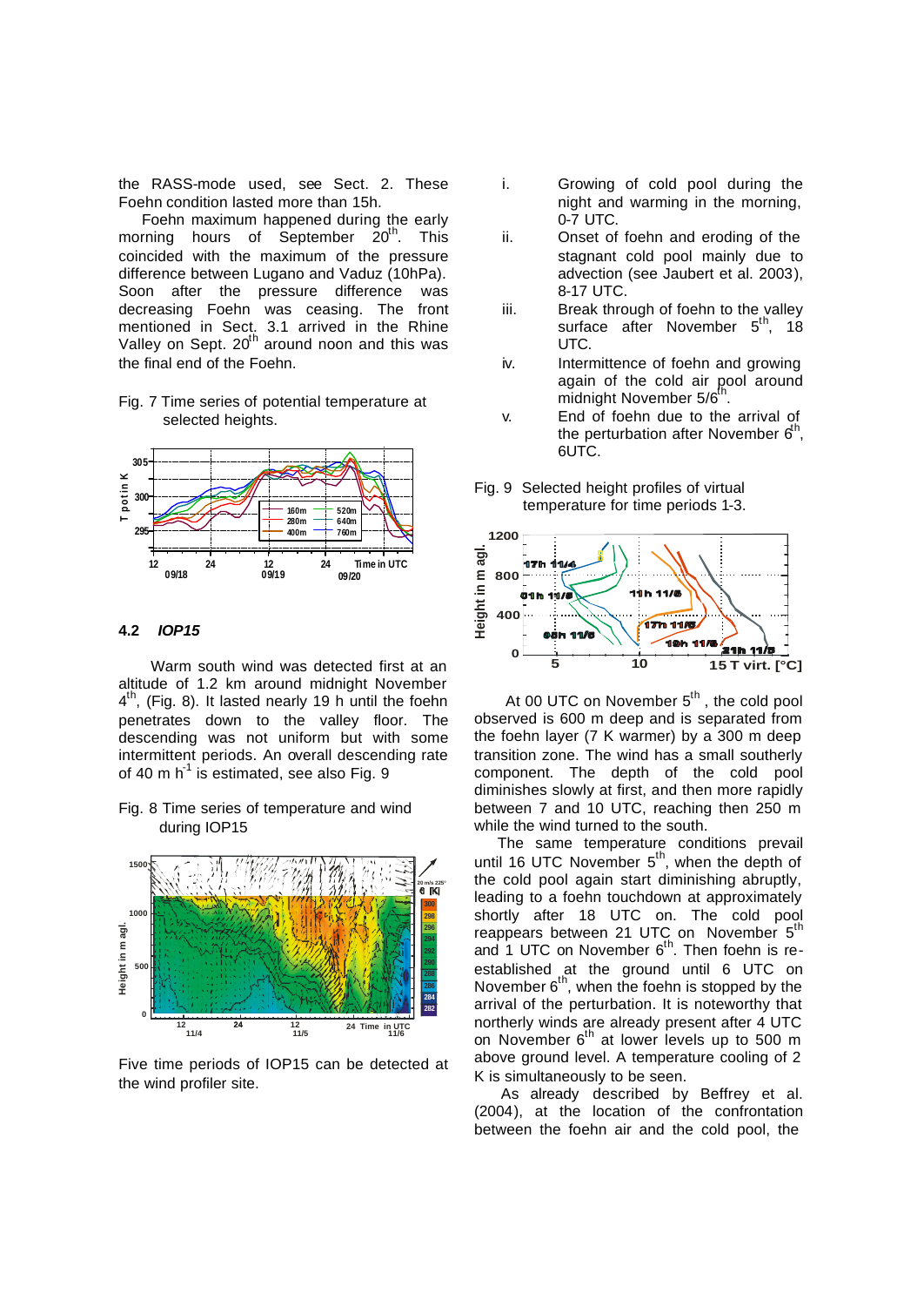the RASS-mode used, see Sect. 2. These Foehn condition lasted more than 15h.

Foehn maximum happened during the early morning hours of September 20th. This coincided with the maximum of the pressure difference between Lugano and Vaduz (10hPa). Soon after the pressure difference was decreasing Foehn was ceasing. The front mentioned in Sect. 3.1 arrived in the Rhine Valley on Sept. 20th around noon and this was the final end of the Foehn.

Fig. 7 Time series of potential temperature at selected heights.

### 4.2 *IOP15*

Warm south wind was detected first at an altitude of 1.2 km around midnight November 4th, (Fig. 8). It lasted nearly 19 h until the foehn penetrates down to the valley floor. The descending was not uniform but with some intermittent periods. An overall descending rate of 40 m $h^{-1}$ is estimated, see also Fig. 9

Fig. 8 Time series of temperature and wind during IOP15

Five time periods of IOP15 can be detected at the wind profiler site.

i. Growing of cold pool during the night and warming in the morning, 0-7 UTC.

ii. Onset of foehn and eroding of the stagnant cold pool mainly due to advection (see Jaubert et al. 2003), 8-17 UTC.

iii. Break through of foehn to the valley surface after November 5th, 18 UTC.

iv. Intermittence of foehn and growing again of the cold air pool around midnight November 5/6th.

v. End of foehn due to the arrival of the perturbation after November 6th, 6UTC.

Fig. 9 Selected height profiles of virtual temperature for time periods 1-3.

At 00 UTC on November 5th , the cold pool observed is 600 m deep and is separated from the foehn layer (7 K warmer) by a 300 m deep transition zone. The wind has a small southerly component. The depth of the cold pool diminishes slowly at first, and then more rapidly between 7 and 10 UTC, reaching then 250 m while the wind turned to the south.

The same temperature conditions prevail until 16 UTC November 5th, when the depth of the cold pool again start diminishing abruptly, leading to a foehn touchdown at approximately shortly after 18 UTC on. The cold pool reappears between 21 UTC on November 5th and 1 UTC on November 6th. Then foehn is re-established at the ground until 6 UTC on November 6th, when the foehn is stopped by the arrival of the perturbation. It is noteworthy that northerly winds are already present after 4 UTC on November 6th at lower levels up to 500 m above ground level. A temperature cooling of 2 K is simultaneously to be seen.

As already described by Beffrey et al. (2004), at the location of the confrontation between the foehn air and the cold pool, the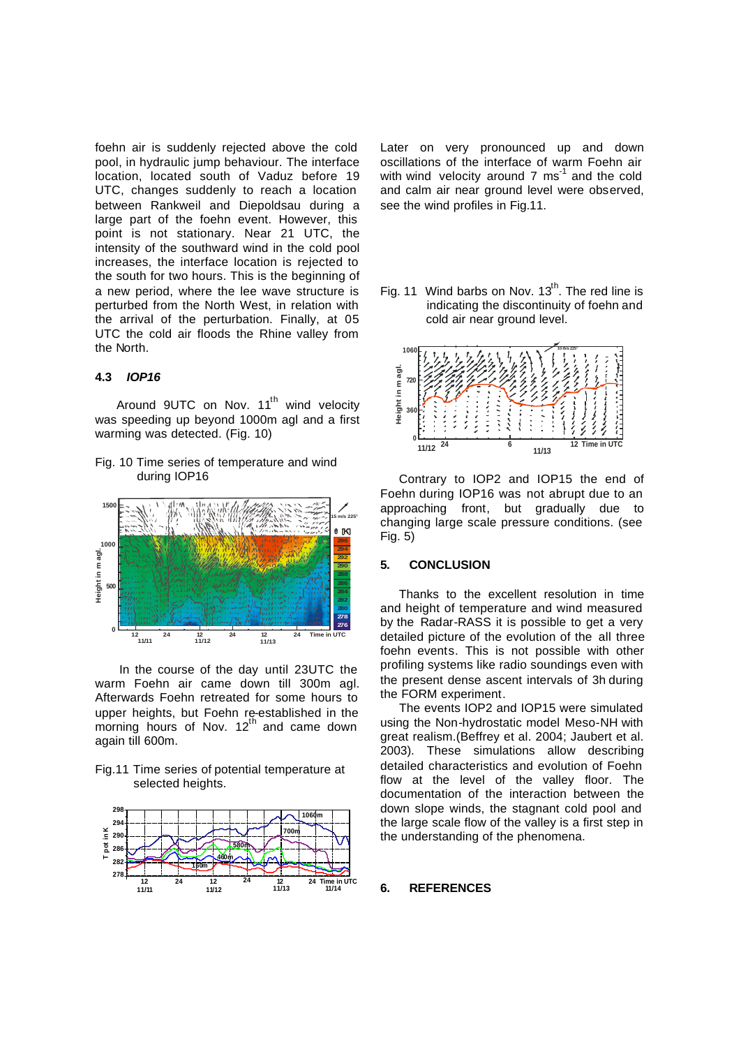foehn air is suddenly rejected above the cold pool, in hydraulic jump behaviour. The interface location, located south of Vaduz before 19 UTC, changes suddenly to reach a location between Rankweil and Diepoldsau during a large part of the foehn event. However, this point is not stationary. Near 21 UTC, the intensity of the southward wind in the cold pool increases, the interface location is rejected to the south for two hours. This is the beginning of a new period, where the lee wave structure is perturbed from the North West, in relation with the arrival of the perturbation. Finally, at 05 UTC the cold air floods the Rhine valley from the North.

### 4.3 *IOP16*

Around 9UTC on Nov. 11th wind velocity was speeding up beyond 1000m agl and a first warming was detected. (Fig. 10)

Fig. 10 Time series of temperature and wind during IOP16

In the course of the day until 23UTC the warm Foehn air came down till 300m agl. Afterwards Foehn retreated for some hours to upper heights, but Foehn re-established in the morning hours of Nov. 12th and came down again till 600m.

Fig.11 Time series of potential temperature at selected heights.

Later on very pronounced up and down oscillations of the interface of warm Foehn air with wind velocity around 7 $ms^{-1}$ and the cold and calm air near ground level were observed, see the wind profiles in Fig.11.

Fig. 11 Wind barbs on Nov. 13th. The red line is indicating the discontinuity of foehn and cold air near ground level.

Contrary to IOP2 and IOP15 the end of Foehn during IOP16 was not abrupt due to an approaching front, but gradually due to changing large scale pressure conditions. (see Fig. 5)

## 5. CONCLUSION

Thanks to the excellent resolution in time and height of temperature and wind measured by the Radar-RASS it is possible to get a very detailed picture of the evolution of the all three foehn events. This is not possible with other profiling systems like radio soundings even with the present dense ascent intervals of 3h during the FORM experiment.

The events IOP2 and IOP15 were simulated using the Non-hydrostatic model Meso-NH with great realism.(Beffrey et al. 2004; Jaubert et al. 2003). These simulations allow describing detailed characteristics and evolution of Foehn flow at the level of the valley floor. The documentation of the interaction between the down slope winds, the stagnant cold pool and the large scale flow of the valley is a first step in the understanding of the phenomena.

## 6. REFERENCES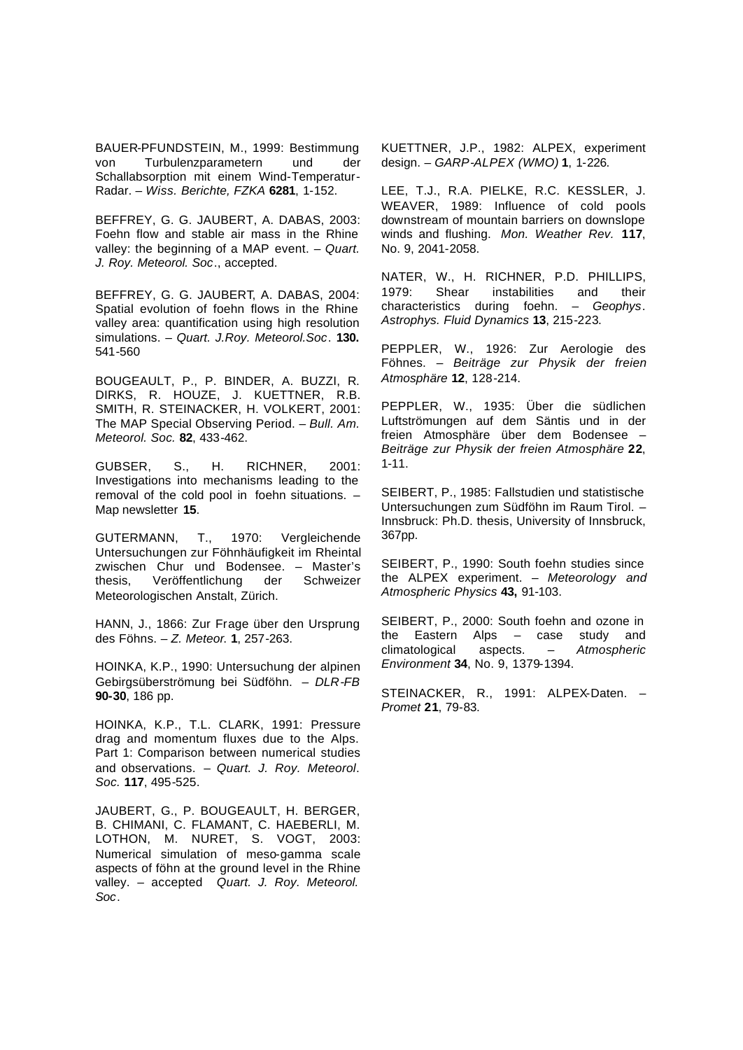BAUER-PFUNDSTEIN, M., 1999: Bestimmung von Turbulenzparametern und der Schallabsorption mit einem Wind-Temperatur-Radar. – *Wiss. Berichte, FZKA* **6281**, 1-152.

BEFFREY, G. G. JAUBERT, A. DABAS, 2003: Foehn flow and stable air mass in the Rhine valley: the beginning of a MAP event. – *Quart. J. Roy. Meteorol. Soc*., accepted.

BEFFREY, G. G. JAUBERT, A. DABAS, 2004: Spatial evolution of foehn flows in the Rhine valley area: quantification using high resolution simulations. – *Quart. J.Roy. Meteorol.Soc*. **130.** 541-560

BOUGEAULT, P., P. BINDER, A. BUZZI, R. DIRKS, R. HOUZE, J. KUETTNER, R.B. SMITH, R. STEINACKER, H. VOLKERT, 2001: The MAP Special Observing Period. – *Bull. Am. Meteorol. Soc.* **82**, 433-462.

GUBSER, S., H. RICHNER, 2001: Investigations into mechanisms leading to the removal of the cold pool in foehn situations. – Map newsletter **15**.

GUTERMANN, T., 1970: Vergleichende Untersuchungen zur Föhnhäufigkeit im Rheintal zwischen Chur und Bodensee. – Master's thesis, Veröffentlichung der Schweizer Meteorologischen Anstalt, Zürich.

HANN, J., 1866: Zur Frage über den Ursprung des Föhns. – *Z. Meteor.* **1**, 257-263.

HOINKA, K.P., 1990: Untersuchung der alpinen Gebirgsüberströmung bei Südföhn. – *DLR-FB* **90-30**, 186 pp.

HOINKA, K.P., T.L. CLARK, 1991: Pressure drag and momentum fluxes due to the Alps. Part 1: Comparison between numerical studies and observations. – *Quart. J. Roy. Meteorol. Soc.* **117**, 495-525.

JAUBERT, G., P. BOUGEAULT, H. BERGER, B. CHIMANI, C. FLAMANT, C. HAEBERLI, M. LOTHON, M. NURET, S. VOGT, 2003: Numerical simulation of meso-gamma scale aspects of föhn at the ground level in the Rhine valley. – accepted *Quart. J. Roy. Meteorol. Soc*.

KUETTNER, J.P., 1982: ALPEX, experiment design. – *GARP-ALPEX (WMO)* **1**, 1-226.

LEE, T.J., R.A. PIELKE, R.C. KESSLER, J. WEAVER, 1989: Influence of cold pools downstream of mountain barriers on downslope winds and flushing. *Mon. Weather Rev.* **117**, No. 9, 2041-2058.

NATER, W., H. RICHNER, P.D. PHILLIPS, 1979: Shear instabilities and their characteristics during foehn. – *Geophys. Astrophys. Fluid Dynamics* **13**, 215-223.

PEPPLER, W., 1926: Zur Aerologie des Föhnes. – *Beiträge zur Physik der freien Atmosphäre* **12**, 128-214.

PEPPLER, W., 1935: Über die südlichen Luftströmungen auf dem Säntis und in der freien Atmosphäre über dem Bodensee – *Beiträge zur Physik der freien Atmosphäre* **22**, 1-11.

SEIBERT, P., 1985: Fallstudien und statistische Untersuchungen zum Südföhn im Raum Tirol. – Innsbruck: Ph.D. thesis, University of Innsbruck, 367pp.

SEIBERT, P., 1990: South foehn studies since the ALPEX experiment. – *Meteorology and Atmospheric Physics* **43,** 91-103.

SEIBERT, P., 2000: South foehn and ozone in the Eastern Alps – case study and climatological aspects. – *Atmospheric Environment* **34**, No. 9, 1379-1394.

STEINACKER, R., 1991: ALPEX-Daten. – *Promet* **21**, 79-83.